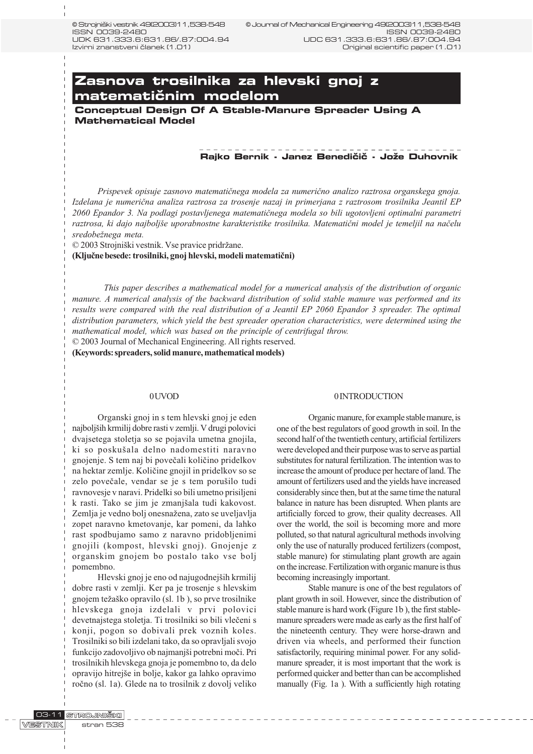© Strojniški vestnik 49(2003)11,538-548
ISSN 0039-2480
UDK 631.333.6:631.86/.87:004.94
Izvirni znanstveni članek (1.01)

© Journal of Mechanical Engineering 49(2003)11,538-548
ISSN 0039-2480
UDC 631.333.6:631.86/.87:004.94
Original scientific paper (1.01)

# Zasnova trosilnika za hlevski gnoj z matematičnim modelom

## Conceptual Design Of A Stable-Manure Spreader Using A Mathematical Model

**Rajko Bernik - Janez Benedičič - Jože Duhovnik**

*Prispevek opisuje zasnovo matematičnega modela za numerično analizo raztrosa organskega gnoja. Izdelana je numerična analiza raztrosa za trosenje nazaj in primerjana z raztrosom trosilnika Jeantil EP 2060 Epandor 3. Na podlagi postavljenega matematičnega modela so bili ugotovljeni optimalni parametri raztrosa, ki dajo najboljše uporabnostne karakteristike trosilnika. Matematični model je temeljil na načelu sredobežnega meta.*

© 2003 Strojniški vestnik. Vse pravice pridržane.

**(Ključne besede: trosilniki, gnoj hlevski, modeli matematični)**

*This paper describes a mathematical model for a numerical analysis of the distribution of organic manure. A numerical analysis of the backward distribution of solid stable manure was performed and its results were compared with the real distribution of a Jeantil EP 2060 Epandor 3 spreader. The optimal distribution parameters, which yield the best spreader operation characteristics, were determined using the mathematical model, which was based on the principle of centrifugal throw.*

© 2003 Journal of Mechanical Engineering. All rights reserved.

**(Keywords: spreaders, solid manure, mathematical models)**

## 0 UVOD

Organski gnoj in s tem hlevski gnoj je eden najboljših krmilij dobre rasti v zemlji. V drugi polovici dvajsetega stoletja so se pojavila umetna gnojila, ki so poskušala delno nadomestiti naravno gnojenje. S tem naj bi povečali količino pridelkov na hektar zemlje. Količine gnojil in pridelkov so se zelo povečale, vendar se je s tem porušilo tudi ravnovesje v naravi. Pridelki so bili umetno prisiljeni k rasti. Tako se jim je zmanjšala tudi kakovost. Zemlja je vedno bolj onesnažena, zato se uveljavlja zopet naravno kmetovanje, kar pomeni, da lahko rast spodbujamo samo z naravno pridobljenimi gnojili (kompost, hlevski gnoj). Gnojenje z organskim gnojem bo postalo tako vse bolj pomembno.

Hlevski gnoj je eno od najugodnejših krmilij dobre rasti v zemlji. Ker pa je trosenje s hlevskim gnojem težaško opravilo (sl. 1b ), so prve trosilnike hlevskega gnoja izdelali v prvi polovici devetnajstega stoletja. Ti trosilniki so bili vlečeni s konji, pogon so dobivali prek voznih koles. Trosilniki so bili izdelani tako, da so opravljali svojo funkcijo zadovoljivo ob najmanjši potrebni moči. Pri trosilnikih hlevskega gnoja je pomembno to, da delo opravijo hitrejše in bolje, kakor ga lahko opravimo ročno (sl. 1a). Glede na to trosilnik z dovolj veliko

## 0 INTRODUCTION

Organic manure, for example stable manure, is one of the best regulators of good growth in soil. In the second half of the twentieth century, artificial fertilizers were developed and their purpose was to serve as partial substitutes for natural fertilization. The intention was to increase the amount of produce per hectare of land. The amount of fertilizers used and the yields have increased considerably since then, but at the same time the natural balance in nature has been disrupted. When plants are artificially forced to grow, their quality decreases. All over the world, the soil is becoming more and more polluted, so that natural agricultural methods involving only the use of naturally produced fertilizers (compost, stable manure) for stimulating plant growth are again on the increase. Fertilization with organic manure is thus becoming increasingly important.

Stable manure is one of the best regulators of plant growth in soil. However, since the distribution of stable manure is hard work (Figure 1b ), the first stable-manure spreaders were made as early as the first half of the nineteenth century. They were horse-drawn and driven via wheels, and performed their function satisfactorily, requiring minimal power. For any solid-manure spreader, it is most important that the work is performed quicker and better than can be accomplished manually (Fig. 1a ). With a sufficiently high rotating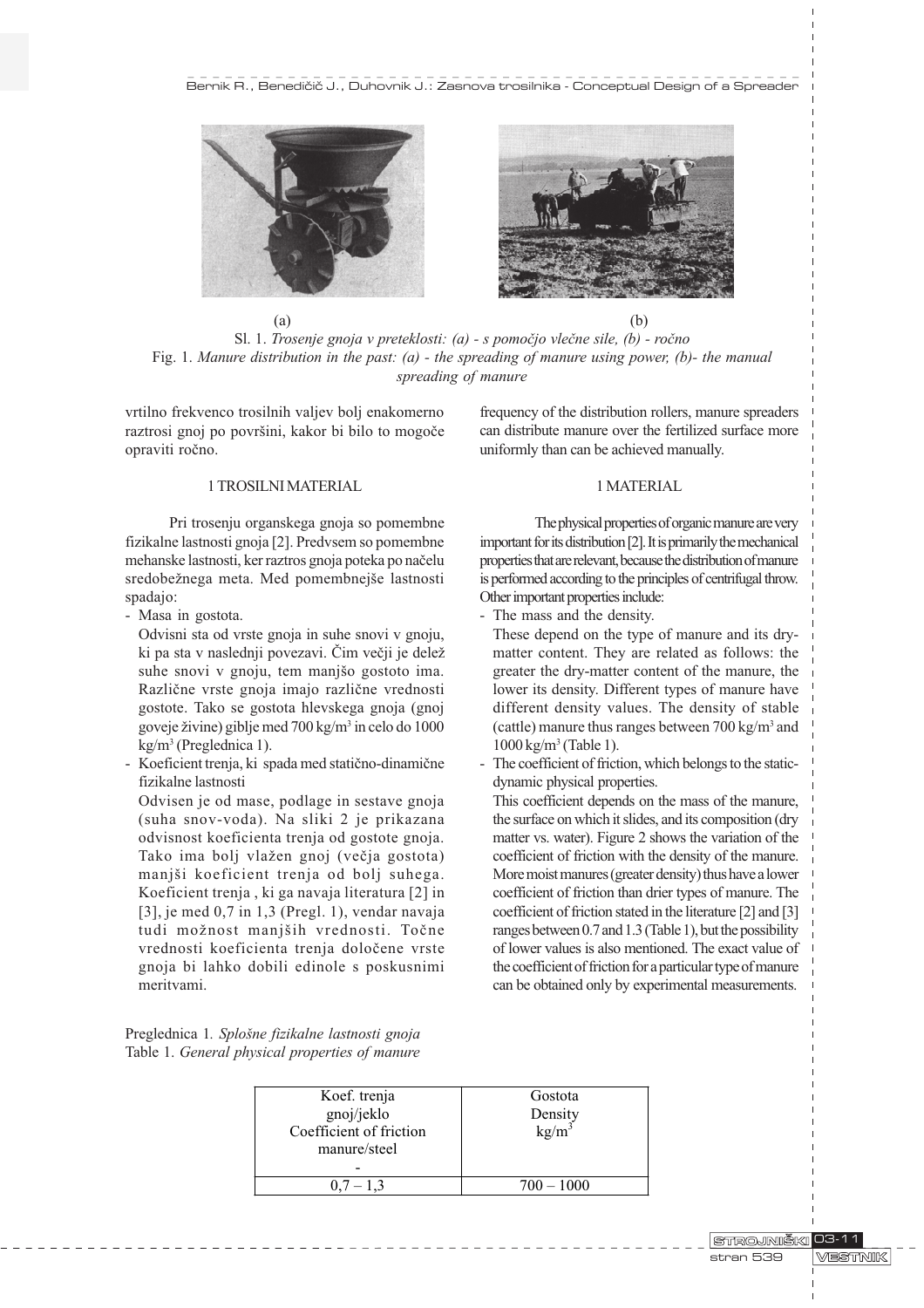(a) (b)

Sl. 1. *Trosenje gnoja v preteklosti: (a) - s pomočjo vlečne sile, (b) - ročno*

Fig. 1. *Manure distribution in the past: (a) - the spreading of manure using power, (b)- the manual spreading of manure*

vrtilno frekvenco trosilnih valjev bolj enakomerno raztrosi gnoj po površini, kakor bi bilo to mogoče opraviti ročno.

frequency of the distribution rollers, manure spreaders can distribute manure over the fertilized surface more uniformly than can be achieved manually.

## 1 TROSILNI MATERIAL

Pri trosenju organskega gnoja so pomembne fizikalne lastnosti gnoja [2]. Predvsem so pomembne mehanske lastnosti, ker raztros gnoja poteka po načelu sredobežnega meta. Med pomembnejše lastnosti spadajo:

- Masa in gostota.
  Odvisni sta od vrste gnoja in suhe snovi v gnoju, ki pa sta v naslednji povezavi. Čim večji je delež suhe snovi v gnoju, tem manjšo gostoto ima. Različne vrste gnoja imajo različne vrednosti gostote. Tako se gostota hlevskega gnoja (gnoj goveje živine) giblje med 700 kg/m³ in celo do 1000 kg/m³ (Preglednica 1).
- Koeficient trenja, ki spada med statično-dinamične fizikalne lastnosti
  Odvisen je od mase, podlage in sestave gnoja (suha snov-voda). Na sliki 2 je prikazana odvisnost koeficienta trenja od gostote gnoja. Tako ima bolj vlažen gnoj (večja gostota) manjši koeficient trenja od bolj suhega. Koeficient trenja , ki ga navaja literatura [2] in [3], je med 0,7 in 1,3 (Pregl. 1), vendar navaja tudi možnost manjših vrednosti. Točne vrednosti koeficienta trenja določene vrste gnoja bi lahko dobili edinole s poskusnimi meritvami.

## 1 MATERIAL

The physical properties of organic manure are very important for its distribution [2]. It is primarily the mechanical properties that are relevant, because the distribution of manure is performed according to the principles of centrifugal throw. Other important properties include:

- The mass and the density.
  These depend on the type of manure and its dry-matter content. They are related as follows: the greater the dry-matter content of the manure, the lower its density. Different types of manure have different density values. The density of stable (cattle) manure thus ranges between 700 kg/m³ and 1000 kg/m³ (Table 1).
- The coefficient of friction, which belongs to the static-dynamic physical properties.
  This coefficient depends on the mass of the manure, the surface on which it slides, and its composition (dry matter vs. water). Figure 2 shows the variation of the coefficient of friction with the density of the manure. More moist manures (greater density) thus have a lower coefficient of friction than drier types of manure. The coefficient of friction stated in the literature [2] and [3] ranges between 0.7 and 1.3 (Table 1), but the possibility of lower values is also mentioned. The exact value of the coefficient of friction for a particular type of manure can be obtained only by experimental measurements.

Preglednica 1. *Splošne fizikalne lastnosti gnoja*

Table 1. *General physical properties of manure*

| Koef. trenja gnoj/jeklo Coefficient of friction manure/steel - | Gostota Density kg/m³ |
|---|---|
| 0,7 – 1,3 | 700 – 1000 |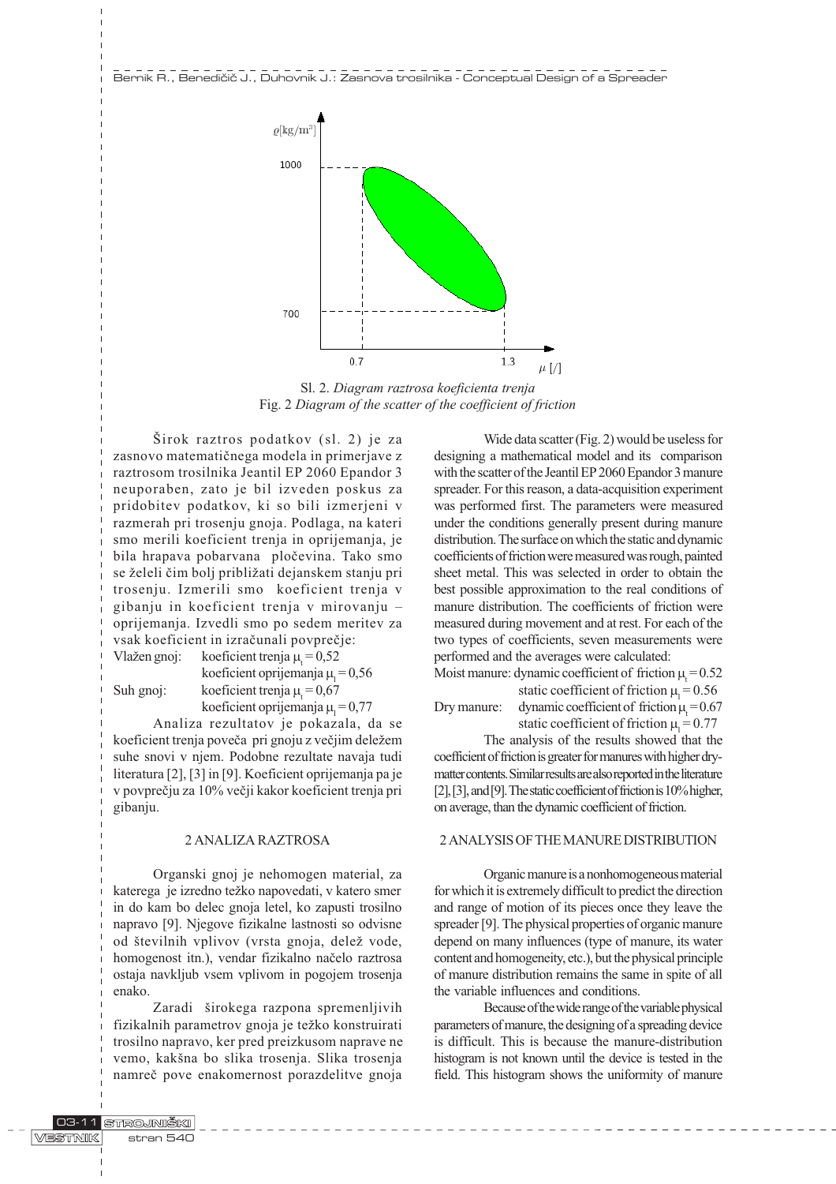Sl. 2. *Diagram raztrosa koeficienta trenja*
Fig. 2 *Diagram of the scatter of the coefficient of friction*

Širok raztros podatkov (sl. 2) je za zasnovo matematičnega modela in primerjave z raztrosom trosilnika Jeantil EP 2060 Epandor 3 neuporaben, zato je bil izveden poskus za pridobitev podatkov, ki so bili izmerjeni v razmerah pri trosenju gnoja. Podlaga, na kateri smo merili koeficient trenja in oprijemanja, je bila hrapava pobarvana pločevina. Tako smo se želeli čim bolj približati dejanskem stanju pri trosenju. Izmerili smo koeficient trenja v gibanju in koeficient trenja v mirovanju – oprijemanja. Izvedli smo po sedem meritev za vsak koeficient in izračunali povprečje:

Vlažen gnoj: koeficient trenja $\mu_t = 0,52$
koeficient oprijemanja $\mu_l = 0,56$
Suh gnoj: koeficient trenja $\mu_t = 0,67$
koeficient oprijemanja $\mu_l = 0,77$

Analiza rezultatov je pokazala, da se koeficient trenja poveča pri gnoju z večjim deležem suhe snovi v njem. Podobne rezultate navaja tudi literatura [2], [3] in [9]. Koeficient oprijemanja pa je v povprečju za 10% večji kakor koeficient trenja pri gibanju.

Wide data scatter (Fig. 2) would be useless for designing a mathematical model and its comparison with the scatter of the Jeantil EP 2060 Epandor 3 manure spreader. For this reason, a data-acquisition experiment was performed first. The parameters were measured under the conditions generally present during manure distribution. The surface on which the static and dynamic coefficients of friction were measured was rough, painted sheet metal. This was selected in order to obtain the best possible approximation to the real conditions of manure distribution. The coefficients of friction were measured during movement and at rest. For each of the two types of coefficients, seven measurements were performed and the averages were calculated:

Moist manure: dynamic coefficient of friction $\mu_t = 0.52$
static coefficient of friction $\mu_l = 0.56$
Dry manure: dynamic coefficient of friction $\mu_t = 0.67$
static coefficient of friction $\mu_l = 0.77$

The analysis of the results showed that the coefficient of friction is greater for manures with higher dry-matter contents. Similar results are also reported in the literature [2], [3], and [9]. The static coefficient of friction is 10% higher, on average, than the dynamic coefficient of friction.

## 2 ANALIZA RAZTROSA

Organski gnoj je nehomogen material, za katerega je izredno težko napovedati, v katero smer in do kam bo delec gnoja letel, ko zapusti trosilno napravo [9]. Njegove fizikalne lastnosti so odvisne od številnih vplivov (vrsta gnoja, delež vode, homogenost itn.), vendar fizikalno načelo raztrosa ostaja navkljub vsem vplivom in pogojem trosenja enako.

Zaradi širokega razpona spremenljivih fizikalnih parametrov gnoja je težko konstruirati trosilno napravo, ker pred preizkusom naprave ne vemo, kakšna bo slika trosenja. Slika trosenja namreč pove enakomernost porazdelitve gnoja

## 2 ANALYSIS OF THE MANURE DISTRIBUTION

Organic manure is a nonhomogeneous material for which it is extremely difficult to predict the direction and range of motion of its pieces once they leave the spreader [9]. The physical properties of organic manure depend on many influences (type of manure, its water content and homogeneity, etc.), but the physical principle of manure distribution remains the same in spite of all the variable influences and conditions.

Because of the wide range of the variable physical parameters of manure, the designing of a spreading device is difficult. This is because the manure-distribution histogram is not known until the device is tested in the field. This histogram shows the uniformity of manure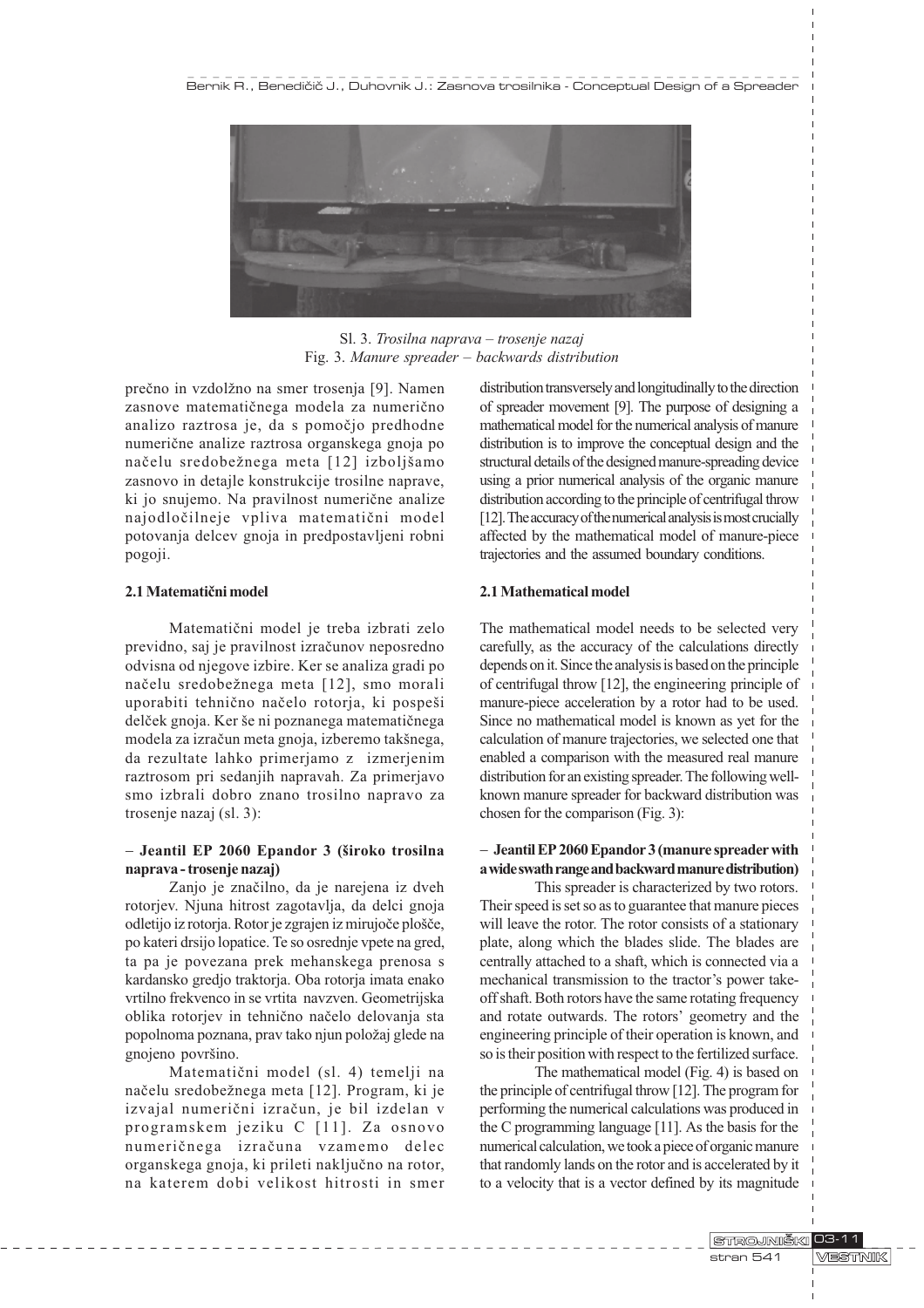Sl. 3. *Trosilna naprava – trosenje nazaj*
Fig. 3. *Manure spreader – backwards distribution*

prečno in vzdolžno na smer trosenja [9]. Namen zasnove matematičnega modela za numerično analizo raztrosa je, da s pomočjo predhodne numerične analize raztrosa organskega gnoja po načelu sredobežnega meta [12] izboljšamo zasnovo in detajle konstrukcije trosilne naprave, ki jo snujemo. Na pravilnost numerične analize najodločilneje vpliva matematični model potovanja delcev gnoja in predpostavljeni robni pogoji.

### 2.1 Matematični model

Matematični model je treba izbrati zelo previdno, saj je pravilnost izračunov neposredno odvisna od njegove izbire. Ker se analiza gradi po načelu sredobežnega meta [12], smo morali uporabiti tehnično načelo rotorja, ki pospeši delček gnoja. Ker še ni poznanega matematičnega modela za izračun meta gnoja, izberemo takšnega, da rezultate lahko primerjamo z izmerjenim raztrosom pri sedanjih napravah. Za primerjavo smo izbrali dobro znano trosilno napravo za trosenje nazaj (sl. 3):

**– Jeantil EP 2060 Epandor 3 (široko trosilna naprava - trosenje nazaj)**

Zanjo je značilno, da je narejena iz dveh rotorjev. Njuna hitrost zagotavlja, da delci gnoja odletijo iz rotorja. Rotor je zgrajen iz mirujoče plošče, po kateri drsijo lopatice. Te so osrednje vpete na gred, ta pa je povezana prek mehanskega prenosa s kardansko gredjo traktorja. Oba rotorja imata enako vrtilno frekvenco in se vrtita navzven. Geometrijska oblika rotorjev in tehnično načelo delovanja sta popolnoma poznana, prav tako njun položaj glede na gnojeno površino.

Matematični model (sl. 4) temelji na načelu sredobežnega meta [12]. Program, ki je izvajal numerični izračun, je bil izdelan v programskem jeziku C [11]. Za osnovo numeričnega izračuna vzamemo delec organskega gnoja, ki prileti naključno na rotor, na katerem dobi velikost hitrosti in smer

distribution transversely and longitudinally to the direction of spreader movement [9]. The purpose of designing a mathematical model for the numerical analysis of manure distribution is to improve the conceptual design and the structural details of the designed manure-spreading device using a prior numerical analysis of the organic manure distribution according to the principle of centrifugal throw [12]. The accuracy of the numerical analysis is most crucially affected by the mathematical model of manure-piece trajectories and the assumed boundary conditions.

### 2.1 Mathematical model

The mathematical model needs to be selected very carefully, as the accuracy of the calculations directly depends on it. Since the analysis is based on the principle of centrifugal throw [12], the engineering principle of manure-piece acceleration by a rotor had to be used. Since no mathematical model is known as yet for the calculation of manure trajectories, we selected one that enabled a comparison with the measured real manure distribution for an existing spreader. The following well-known manure spreader for backward distribution was chosen for the comparison (Fig. 3):

**– Jeantil EP 2060 Epandor 3 (manure spreader with a wide swath range and backward manure distribution)**

This spreader is characterized by two rotors. Their speed is set so as to guarantee that manure pieces will leave the rotor. The rotor consists of a stationary plate, along which the blades slide. The blades are centrally attached to a shaft, which is connected via a mechanical transmission to the tractor's power take-off shaft. Both rotors have the same rotating frequency and rotate outwards. The rotors' geometry and the engineering principle of their operation is known, and so is their position with respect to the fertilized surface.

The mathematical model (Fig. 4) is based on the principle of centrifugal throw [12]. The program for performing the numerical calculations was produced in the C programming language [11]. As the basis for the numerical calculation, we took a piece of organic manure that randomly lands on the rotor and is accelerated by it to a velocity that is a vector defined by its magnitude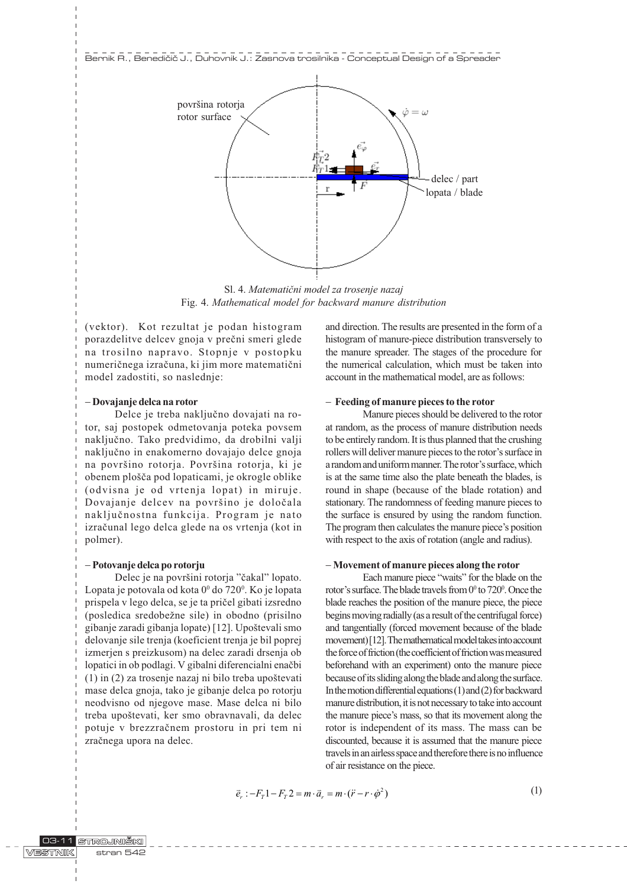Sl. 4. *Matematični model za trosenje nazaj*

Fig. 4. *Mathematical model for backward manure distribution*

(vektor). Kot rezultat je podan histogram porazdelitve delcev gnoja v prečni smeri glede na trosilno napravo. Stopnje v postopku numeričnega izračuna, ki jim more matematični model zadostiti, so naslednje:

**– Dovajanje delca na rotor**

Delce je treba naključno dovajati na rotor, saj postopek odmetovanja poteka povsem naključno. Tako predvidimo, da drobilni valji naključno in enakomerno dovajajo delce gnoja na površino rotorja. Površina rotorja, ki je obenem plošča pod lopaticami, je okrogle oblike (odvisna je od vrtenja lopat) in miruje. Dovajanje delcev na površino je določala naključnostna funkcija. Program je nato izračunal lego delca glede na os vrtenja (kot in polmer).

**– Potovanje delca po rotorju**

Delec je na površini rotorja "čakal" lopato. Lopata je potovala od kota $0^0$ do $720^0$. Ko je lopata prispela v lego delca, se je ta pričel gibati izsredno (posledica sredobežne sile) in obodno (prisilno gibanje zaradi gibanja lopate) [12]. Upoštevali smo delovanje sile trenja (koeficient trenja je bil poprej izmerjen s preizkusom) na delec zaradi drsenja ob lopatici in ob podlagi. V gibalni diferencialni enačbi (1) in (2) za trosenje nazaj ni bilo treba upoštevati mase delca gnoja, tako je gibanje delca po rotorju neodvisno od njegove mase. Mase delca ni bilo treba upoštevati, ker smo obravnavali, da delec potuje v brezzračnem prostoru in pri tem ni zračnega upora na delec.

and direction. The results are presented in the form of a histogram of manure-piece distribution transversely to the manure spreader. The stages of the procedure for the numerical calculation, which must be taken into account in the mathematical model, are as follows:

**– Feeding of manure pieces to the rotor**

Manure pieces should be delivered to the rotor at random, as the process of manure distribution needs to be entirely random. It is thus planned that the crushing rollers will deliver manure pieces to the rotor's surface in a random and uniform manner. The rotor's surface, which is at the same time also the plate beneath the blades, is round in shape (because of the blade rotation) and stationary. The randomness of feeding manure pieces to the surface is ensured by using the random function. The program then calculates the manure piece's position with respect to the axis of rotation (angle and radius).

**– Movement of manure pieces along the rotor**

Each manure piece "waits" for the blade on the rotor's surface. The blade travels from $0^0$ to $720^0$. Once the blade reaches the position of the manure piece, the piece begins moving radially (as a result of the centrifugal force) and tangentially (forced movement because of the blade movement) [12]. The mathematical model takes into account the force of friction (the coefficient of friction was measured beforehand with an experiment) onto the manure piece because of its sliding along the blade and along the surface. In the motion differential equations (1) and (2) for backward manure distribution, it is not necessary to take into account the manure piece's mass, so that its movement along the rotor is independent of its mass. The mass can be discounted, because it is assumed that the manure piece travels in an airless space and therefore there is no influence of air resistance on the piece.

$$\vec{e}_r : -F_T 1 - F_T 2 = m \cdot \vec{a}_r = m \cdot (\ddot{r} - r \cdot \dot{\varphi}^2) \tag{1}$$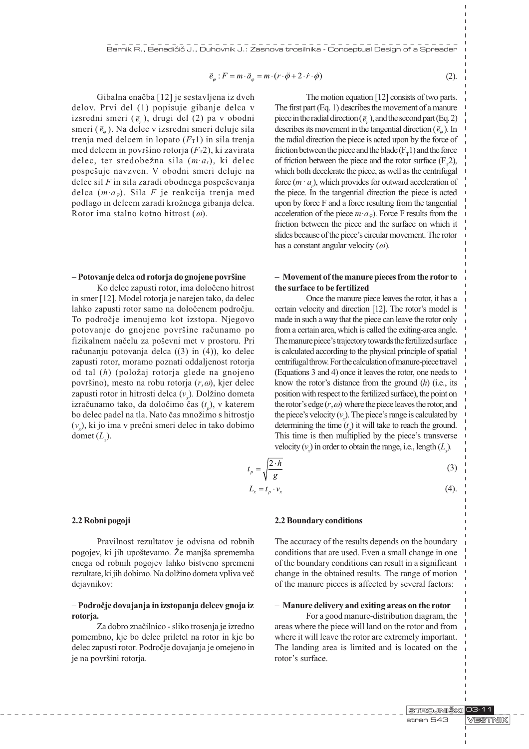$$\vec{e}_\varphi : F = m \cdot \vec{a}_\varphi = m \cdot (r \cdot \ddot{\varphi} + 2 \cdot \dot{r} \cdot \dot{\varphi}) \tag{2}$$

Gibalna enačba [12] je sestavljena iz dveh delov. Prvi del (1) popisuje gibanje delca v izsredni smeri ($\vec{e}_r$), drugi del (2) pa v obodni smeri ($\vec{e}_\varphi$). Na delec v izsredni smeri deluje sila trenja med delcem in lopato ($F_T1$) in sila trenja med delcem in površino rotorja ($F_T2$), ki zavirata delec, ter sredobežna sila ($m \cdot a_r$), ki delec pospešuje navzven. V obodni smeri deluje na delec sil $F$ in sila zaradi obodnega pospeševanja delca ($m \cdot a_\varphi$). Sila $F$ je reakcija trenja med podlago in delcem zaradi krožnega gibanja delca. Rotor ima stalno kotno hitrost ($\omega$).

The motion equation [12] consists of two parts. The first part (Eq. 1) describes the movement of a manure piece in the radial direction ($\vec{e}_r$), and the second part (Eq. 2) describes its movement in the tangential direction ($\vec{e}_\varphi$). In the radial direction the piece is acted upon by the force of friction between the piece and the blade ($F_T1$) and the force of friction between the piece and the rotor surface ($F_T2$), which both decelerate the piece, as well as the centrifugal force ($m \cdot a_r$), which provides for outward acceleration of the piece. In the tangential direction the piece is acted upon by force F and a force resulting from the tangential acceleration of the piece $m \cdot a_\varphi$). Force F results from the friction between the piece and the surface on which it slides because of the piece's circular movement. The rotor has a constant angular velocity ($\omega$).

**– Potovanje delca od rotorja do gnojene površine**

Ko delec zapusti rotor, ima določeno hitrost in smer [12]. Model rotorja je narejen tako, da delec lahko zapusti rotor samo na določenem področju. To področje imenujemo kot izstopa. Njegovo potovanje do gnojene površine računamo po fizikalnem načelu za poševni met v prostoru. Pri računanju potovanja delca ((3) in (4)), ko delec zapusti rotor, moramo poznati oddaljenost rotorja od tal ($h$) (položaj rotorja glede na gnojeno površino), mesto na robu rotorja ($r,\omega$), kjer delec zapusti rotor in hitrosti delca ($v_x$). Dolžino dometa izračunamo tako, da določimo čas ($t_p$), v katerem bo delec padel na tla. Nato čas množimo s hitrostjo ($v_x$), ki jo ima v prečni smeri delec in tako dobimo domet ($L_x$).

**– Movement of the manure pieces from the rotor to the surface to be fertilized**

Once the manure piece leaves the rotor, it has a certain velocity and direction [12]. The rotor's model is made in such a way that the piece can leave the rotor only from a certain area, which is called the exiting-area angle. The manure piece's trajectory towards the fertilized surface is calculated according to the physical principle of spatial centrifugal throw. For the calculation of manure-piece travel (Equations 3 and 4) once it leaves the rotor, one needs to know the rotor's distance from the ground ($h$) (i.e., its position with respect to the fertilized surface), the point on the rotor's edge ($r,\omega$) where the piece leaves the rotor, and the piece's velocity ($v_x$). The piece's range is calculated by determining the time ($t_p$) it will take to reach the ground. This time is then multiplied by the piece's transverse velocity ($v_x$) in order to obtain the range, i.e., length ($L_x$).

$$t_p = \sqrt{\frac{2 \cdot h}{g}} \tag{3}$$

$$L_x = t_p \cdot v_x \tag{4}$$

## 2.2 Robni pogoji

Pravilnost rezultatov je odvisna od robnih pogojev, ki jih upoštevamo. Že manjša sprememba enega od robnih pogojev lahko bistveno spremeni rezultate, ki jih dobimo. Na dolžino dometa vpliva več dejavnikov:

**– Področje dovajanja in izstopanja delcev gnoja iz rotorja.**

Za dobro značilnico - sliko trosenja je izredno pomembno, kje bo delec priletel na rotor in kje bo delec zapusti rotor. Področje dovajanja je omejeno in je na površini rotorja.

## 2.2 Boundary conditions

The accuracy of the results depends on the boundary conditions that are used. Even a small change in one of the boundary conditions can result in a significant change in the obtained results. The range of motion of the manure pieces is affected by several factors:

**– Manure delivery and exiting areas on the rotor**

For a good manure-distribution diagram, the areas where the piece will land on the rotor and from where it will leave the rotor are extremely important. The landing area is limited and is located on the rotor's surface.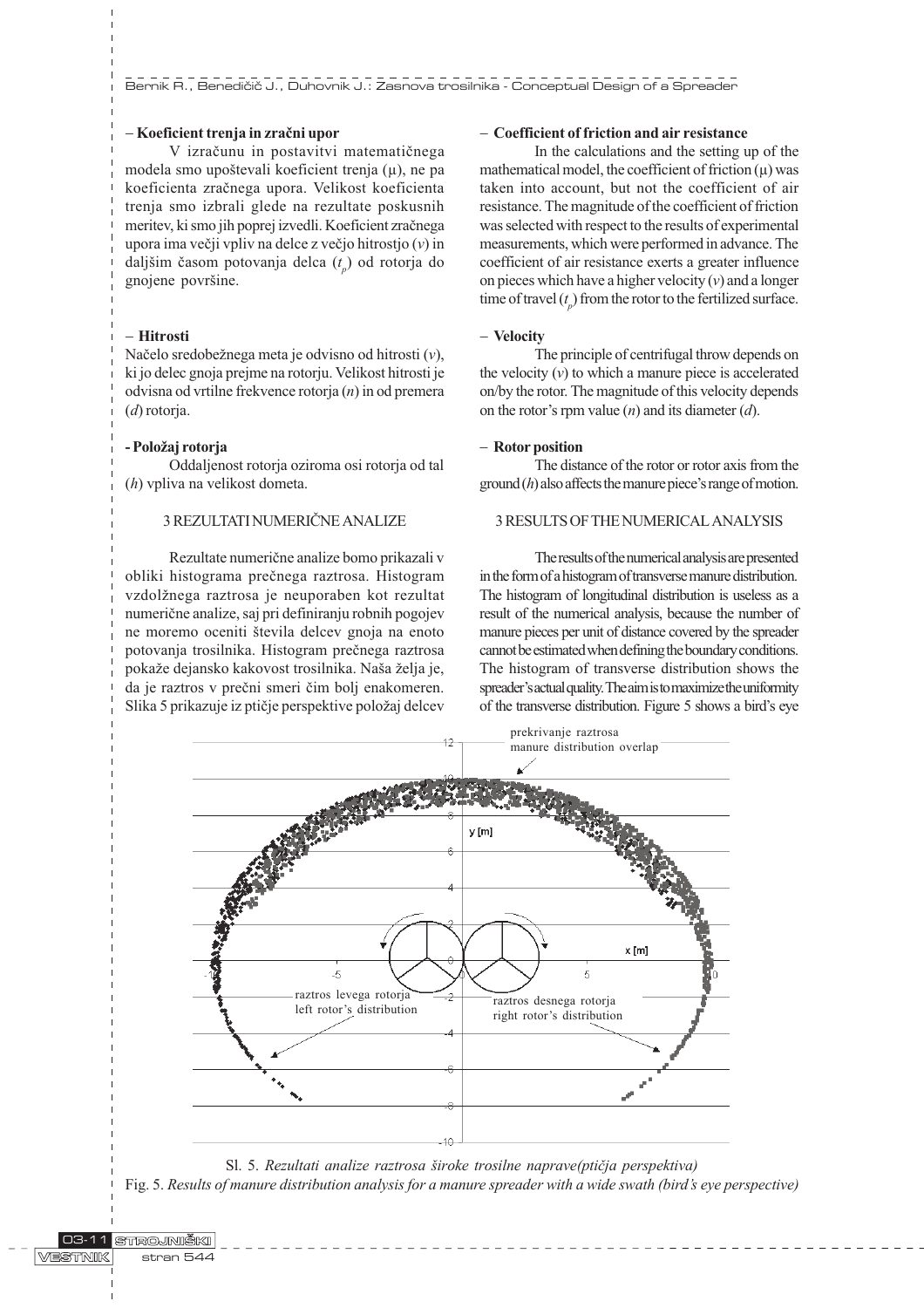– **Koeficient trenja in zračni upor**

V izračunu in postavitvi matematičnega modela smo upoštevali koeficient trenja (μ), ne pa koeficienta zračnega upora. Velikost koeficienta trenja smo izbrali glede na rezultate poskusnih meritev, ki smo jih poprej izvedli. Koeficient zračnega upora ima večji vpliv na delce z večjo hitrostjo ($v$) in daljšim časom potovanja delca ($t_p$) od rotorja do gnojene površine.

– **Hitrosti**

Načelo sredobežnega meta je odvisno od hitrosti ($v$), ki jo delec gnoja prejme na rotorju. Velikost hitrosti je odvisna od vrtilne frekvence rotorja ($n$) in od premera ($d$) rotorja.

**- Položaj rotorja**

Oddaljenost rotorja oziroma osi rotorja od tal ($h$) vpliva na velikost dometa.

## 3 REZULTATI NUMERIČNE ANALIZE

Rezultate numerične analize bomo prikazali v obliki histograma prečnega raztrosa. Histogram vzdolžnega raztrosa je neuporaben kot rezultat numerične analize, saj pri definiranju robnih pogojev ne moremo oceniti števila delcev gnoja na enoto potovanja trosilnika. Histogram prečnega raztrosa pokaže dejansko kakovost trosilnika. Naša želja je, da je raztros v prečni smeri čim bolj enakomeren. Slika 5 prikazuje iz ptičje perspektive položaj delcev

– **Coefficient of friction and air resistance**

In the calculations and the setting up of the mathematical model, the coefficient of friction (μ) was taken into account, but not the coefficient of air resistance. The magnitude of the coefficient of friction was selected with respect to the results of experimental measurements, which were performed in advance. The coefficient of air resistance exerts a greater influence on pieces which have a higher velocity ($v$) and a longer time of travel ($t_p$) from the rotor to the fertilized surface.

– **Velocity**

The principle of centrifugal throw depends on the velocity ($v$) to which a manure piece is accelerated on/by the rotor. The magnitude of this velocity depends on the rotor's rpm value ($n$) and its diameter ($d$).

– **Rotor position**

The distance of the rotor or rotor axis from the ground ($h$) also affects the manure piece's range of motion.

## 3 RESULTS OF THE NUMERICAL ANALYSIS

The results of the numerical analysis are presented in the form of a histogram of transverse manure distribution. The histogram of longitudinal distribution is useless as a result of the numerical analysis, because the number of manure pieces per unit of distance covered by the spreader cannot be estimated when defining the boundary conditions. The histogram of transverse distribution shows the spreader's actual quality. The aim is to maximize the uniformity of the transverse distribution. Figure 5 shows a bird's eye

Sl. 5. *Rezultati analize raztrosa široke trosilne naprave(ptičja perspektiva)*

Fig. 5. *Results of manure distribution analysis for a manure spreader with a wide swath (bird's eye perspective)*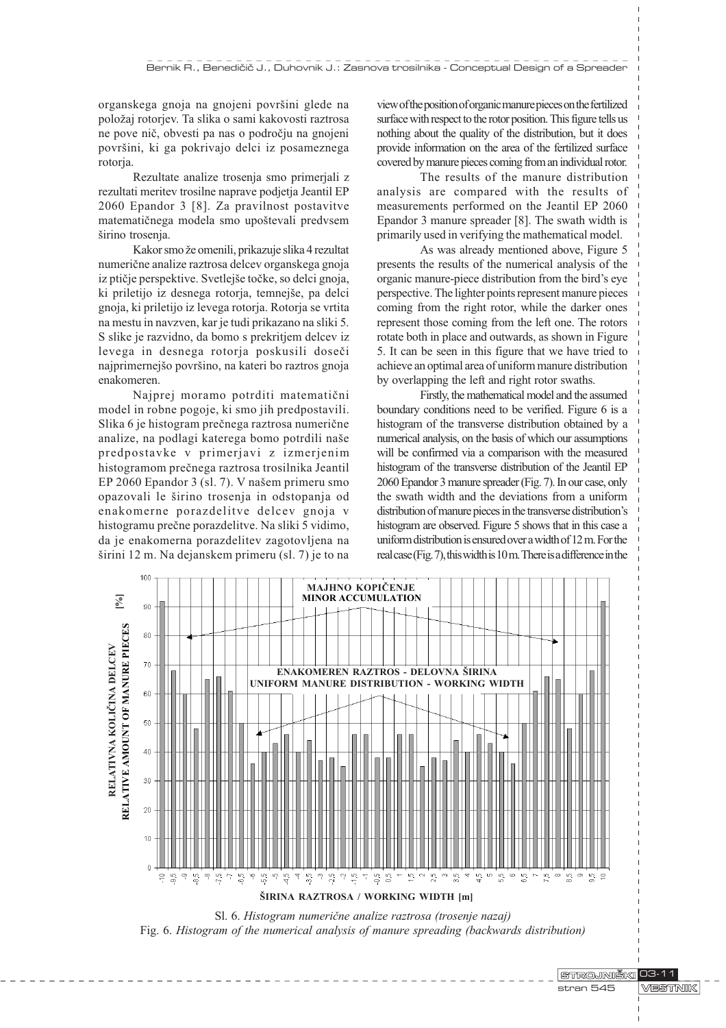organskega gnoja na gnojeni površini glede na položaj rotorjev. Ta slika o sami kakovosti raztrosa ne pove nič, obvesti pa nas o področju na gnojeni površini, ki ga pokrivajo delci iz posameznega rotorja.

Rezultate analize trosenja smo primerjali z rezultati meritev trosilne naprave podjetja Jeantil EP 2060 Epandor 3 [8]. Za pravilnost postavitve matematičnega modela smo upoštevali predvsem širino trosenja.

Kakor smo že omenili, prikazuje slika 4 rezultat numerične analize raztrosa delcev organskega gnoja iz ptičje perspektive. Svetlejše točke, so delci gnoja, ki priletijo iz desnega rotorja, temnejše, pa delci gnoja, ki priletijo iz levega rotorja. Rotorja se vrtita na mestu in navzven, kar je tudi prikazano na sliki 5. S slike je razvidno, da bomo s prekritjem delcev iz levega in desnega rotorja poskusili doseči najprimernejšo površino, na kateri bo raztros gnoja enakomeren.

Najprej moramo potrditi matematični model in robne pogoje, ki smo jih predpostavili. Slika 6 je histogram prečnega raztrosa numerične analize, na podlagi katerega bomo potrdili naše predpostavke v primerjavi z izmerjenim histogramom prečnega raztrosa trosilnika Jeantil EP 2060 Epandor 3 (sl. 7). V našem primeru smo opazovali le širino trosenja in odstopanja od enakomerne porazdelitve delcev gnoja v histogramu prečne porazdelitve. Na sliki 5 vidimo, da je enakomerna porazdelitev zagotovljena na širini 12 m. Na dejanskem primeru (sl. 7) je to na

view of the position of organic manure pieces on the fertilized surface with respect to the rotor position. This figure tells us nothing about the quality of the distribution, but it does provide information on the area of the fertilized surface covered by manure pieces coming from an individual rotor.

The results of the manure distribution analysis are compared with the results of measurements performed on the Jeantil EP 2060 Epandor 3 manure spreader [8]. The swath width is primarily used in verifying the mathematical model.

As was already mentioned above, Figure 5 presents the results of the numerical analysis of the organic manure-piece distribution from the bird's eye perspective. The lighter points represent manure pieces coming from the right rotor, while the darker ones represent those coming from the left one. The rotors rotate both in place and outwards, as shown in Figure 5. It can be seen in this figure that we have tried to achieve an optimal area of uniform manure distribution by overlapping the left and right rotor swaths.

Firstly, the mathematical model and the assumed boundary conditions need to be verified. Figure 6 is a histogram of the transverse distribution obtained by a numerical analysis, on the basis of which our assumptions will be confirmed via a comparison with the measured histogram of the transverse distribution of the Jeantil EP 2060 Epandor 3 manure spreader (Fig. 7). In our case, only the swath width and the deviations from a uniform distribution of manure pieces in the transverse distribution's histogram are observed. Figure 5 shows that in this case a uniform distribution is ensured over a width of 12 m. For the real case (Fig. 7), this width is 10 m. There is a difference in the

Sl. 6. *Histogram numerične analize raztrosa (trosenje nazaj)*
Fig. 6. *Histogram of the numerical analysis of manure spreading (backwards distribution)*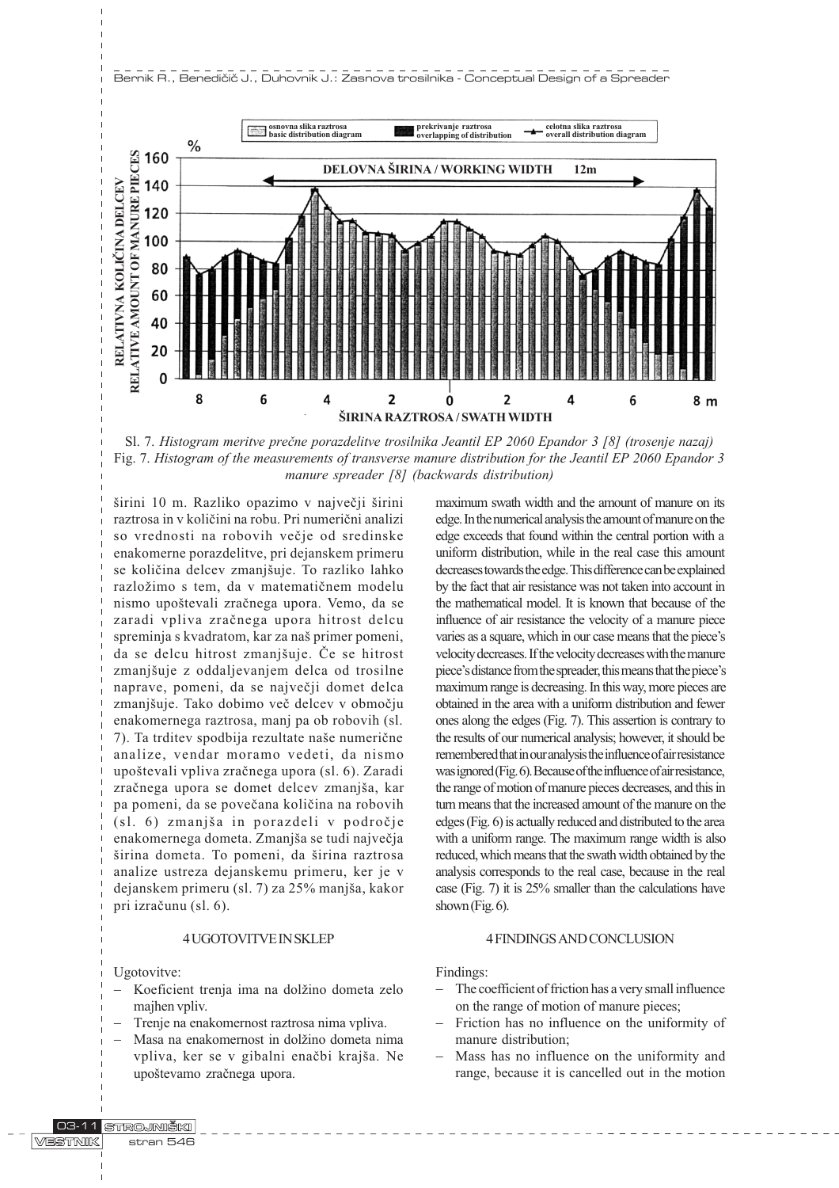Sl. 7. *Histogram meritve prečne porazdelitve trosilnika Jeantil EP 2060 Epandor 3 [8] (trosenje nazaj)*
Fig. 7. *Histogram of the measurements of transverse manure distribution for the Jeantil EP 2060 Epandor 3 manure spreader [8] (backwards distribution)*

širini 10 m. Razliko opazimo v največji širini raztrosa in v količini na robu. Pri numerični analizi so vrednosti na robovih večje od sredinske enakomerne porazdelitve, pri dejanskem primeru se količina delcev zmanjšuje. To razliko lahko razložimo s tem, da v matematičnem modelu nismo upoštevali zračnega upora. Vemo, da se zaradi vpliva zračnega upora hitrost delcu spreminja s kvadratom, kar za naš primer pomeni, da se delcu hitrost zmanjšuje. Če se hitrost zmanjšuje z oddaljevanjem delca od trosilne naprave, pomeni, da se največji domet delca zmanjšuje. Tako dobimo več delcev v območju enakomernega raztrosa, manj pa ob robovih (sl. 7). Ta trditev spodbija rezultate naše numerične analize, vendar moramo vedeti, da nismo upoštevali vpliva zračnega upora (sl. 6). Zaradi zračnega upora se domet delcev zmanjša, kar pa pomeni, da se povečana količina na robovih (sl. 6) zmanjša in porazdeli v področje enakomernega dometa. Zmanjša se tudi največja širina dometa. To pomeni, da širina raztrosa analize ustreza dejanskemu primeru, ker je v dejanskem primeru (sl. 7) za 25% manjša, kakor pri izračunu (sl. 6).

maximum swath width and the amount of manure on its edge. In the numerical analysis the amount of manure on the edge exceeds that found within the central portion with a uniform distribution, while in the real case this amount decreases towards the edge. This difference can be explained by the fact that air resistance was not taken into account in the mathematical model. It is known that because of the influence of air resistance the velocity of a manure piece varies as a square, which in our case means that the piece's velocity decreases. If the velocity decreases with the manure piece's distance from the spreader, this means that the piece's maximum range is decreasing. In this way, more pieces are obtained in the area with a uniform distribution and fewer ones along the edges (Fig. 7). This assertion is contrary to the results of our numerical analysis; however, it should be remembered that in our analysis the influence of air resistance was ignored (Fig. 6). Because of the influence of air resistance, the range of motion of manure pieces decreases, and this in turn means that the increased amount of the manure on the edges (Fig. 6) is actually reduced and distributed to the area with a uniform range. The maximum range width is also reduced, which means that the swath width obtained by the analysis corresponds to the real case, because in the real case (Fig. 7) it is 25% smaller than the calculations have shown (Fig. 6).

## 4 UGOTOVITVE IN SKLEP

Ugotovitve:

- Koeficient trenja ima na dolžino dometa zelo majhen vpliv.
- Trenje na enakomernost raztrosa nima vpliva.
- Masa na enakomernost in dolžino dometa nima vpliva, ker se v gibalni enačbi krajša. Ne upoštevamo zračnega upora.

## 4 FINDINGS AND CONCLUSION

Findings:

- The coefficient of friction has a very small influence on the range of motion of manure pieces;
- Friction has no influence on the uniformity of manure distribution;
- Mass has no influence on the uniformity and range, because it is cancelled out in the motion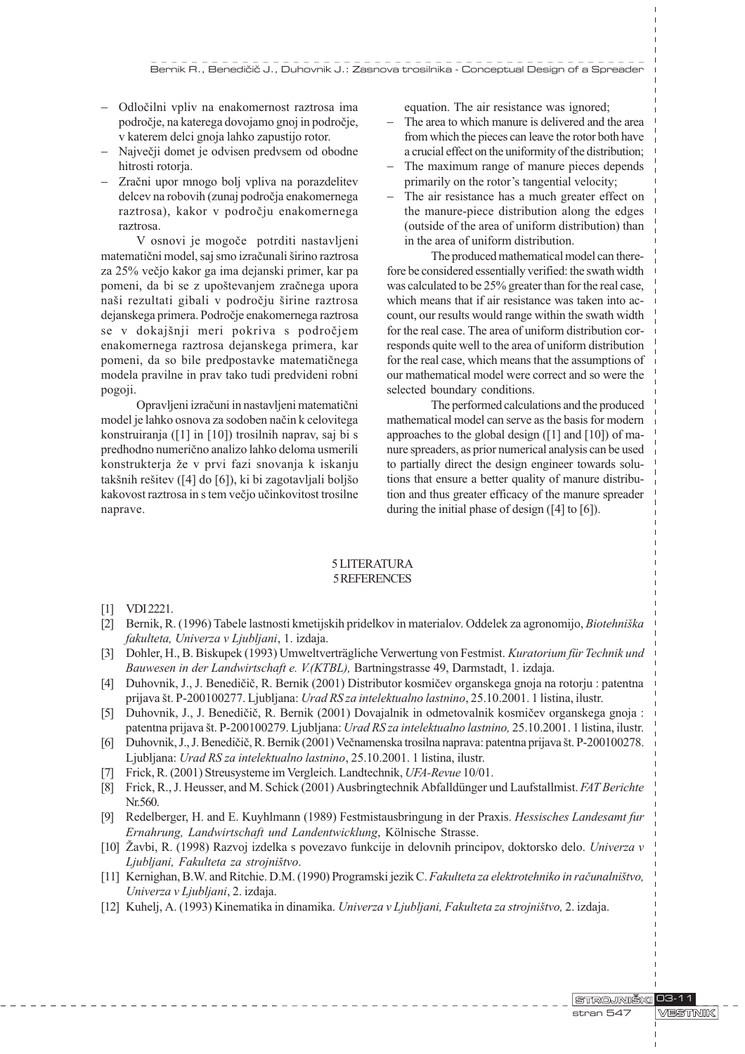- Odločilni vpliv na enakomernost raztrosa ima področje, na katerega dovojamo gnoj in področje, v katerem delci gnoja lahko zapustijo rotor.
- Največji domet je odvisen predvsem od obodne hitrosti rotorja.
- Zračni upor mnogo bolj vpliva na porazdelitev delcev na robovih (zunaj področja enakomernega raztrosa), kakor v področju enakomernega raztrosa.

V osnovi je mogoče potrditi nastavljeni matematični model, saj smo izračunali širino raztrosa za 25% večjo kakor ga ima dejanski primer, kar pa pomeni, da bi se z upoštevanjem zračnega upora naši rezultati gibali v področju širine raztrosa dejanskega primera. Področje enakomernega raztrosa se v dokajšnji meri pokriva s področjem enakomernega raztrosa dejanskega primera, kar pomeni, da so bile predpostavke matematičnega modela pravilne in prav tako tudi predvideni robni pogoji.

Opravljeni izračuni in nastavljeni matematični model je lahko osnova za sodoben način k celovitega konstruiranja ([1] in [10]) trosilnih naprav, saj bi s predhodno numerično analizo lahko deloma usmerili konstrukterja že v prvi fazi snovanja k iskanju takšnih rešitev ([4] do [6]), ki bi zagotavljali boljšo kakovost raztrosa in s tem večjo učinkovitost trosilne naprave.

equation. The air resistance was ignored;

- The area to which manure is delivered and the area from which the pieces can leave the rotor both have a crucial effect on the uniformity of the distribution;
- The maximum range of manure pieces depends primarily on the rotor's tangential velocity;
- The air resistance has a much greater effect on the manure-piece distribution along the edges (outside of the area of uniform distribution) than in the area of uniform distribution.

The produced mathematical model can therefore be considered essentially verified: the swath width was calculated to be 25% greater than for the real case, which means that if air resistance was taken into account, our results would range within the swath width for the real case. The area of uniform distribution corresponds quite well to the area of uniform distribution for the real case, which means that the assumptions of our mathematical model were correct and so were the selected boundary conditions.

The performed calculations and the produced mathematical model can serve as the basis for modern approaches to the global design ([1] and [10]) of manure spreaders, as prior numerical analysis can be used to partially direct the design engineer towards solutions that ensure a better quality of manure distribution and thus greater efficacy of the manure spreader during the initial phase of design ([4] to [6]).

## 5 LITERATURA
## 5 REFERENCES

[1] VDI 2221.

[2] Bernik, R. (1996) Tabele lastnosti kmetijskih pridelkov in materialov. Oddelek za agronomijo, *Biotehniška fakulteta, Univerza v Ljubljani*, 1. izdaja.

[3] Dohler, H., B. Biskupek (1993) Umweltverträgliche Verwertung von Festmist. *Kuratorium für Technik und Bauwesen in der Landwirtschaft e. V.(KTBL),* Bartningstrasse 49, Darmstadt, 1. izdaja.

[4] Duhovnik, J., J. Benedičič, R. Bernik (2001) Distributor kosmičev organskega gnoja na rotorju : patentna prijava št. P-200100277. Ljubljana: *Urad RS za intelektualno lastnino*, 25.10.2001. 1 listina, ilustr.

[5] Duhovnik, J., J. Benedičič, R. Bernik (2001) Dovajalnik in odmetovalnik kosmičev organskega gnoja : patentna prijava št. P-200100279. Ljubljana: *Urad RS za intelektualno lastnino,* 25.10.2001. 1 listina, ilustr.

[6] Duhovnik, J., J. Benedičič, R. Bernik (2001) Večnamenska trosilna naprava: patentna prijava št. P-200100278. Ljubljana: *Urad RS za intelektualno lastnino*, 25.10.2001. 1 listina, ilustr.

[7] Frick, R. (2001) Streusysteme im Vergleich. Landtechnik, *UFA-Revue* 10/01.

[8] Frick, R., J. Heusser, and M. Schick (2001) Ausbringtechnik Abfalldünger und Laufstallmist. *FAT Berichte* Nr.560.

[9] Redelberger, H. and E. Kuyhlmann (1989) Festmistausbringung in der Praxis. *Hessisches Landesamt fur Ernahrung, Landwirtschaft und Landentwicklung*, Kölnische Strasse.

[10] Žavbi, R. (1998) Razvoj izdelka s povezavo funkcije in delovnih principov, doktorsko delo. *Univerza v Ljubljani, Fakulteta za strojništvo*.

[11] Kernighan, B.W. and Ritchie. D.M. (1990) Programski jezik C. *Fakulteta za elektrotehniko in računalništvo, Univerza v Ljubljani*, 2. izdaja.

[12] Kuhelj, A. (1993) Kinematika in dinamika. *Univerza v Ljubljani, Fakulteta za strojništvo,* 2. izdaja.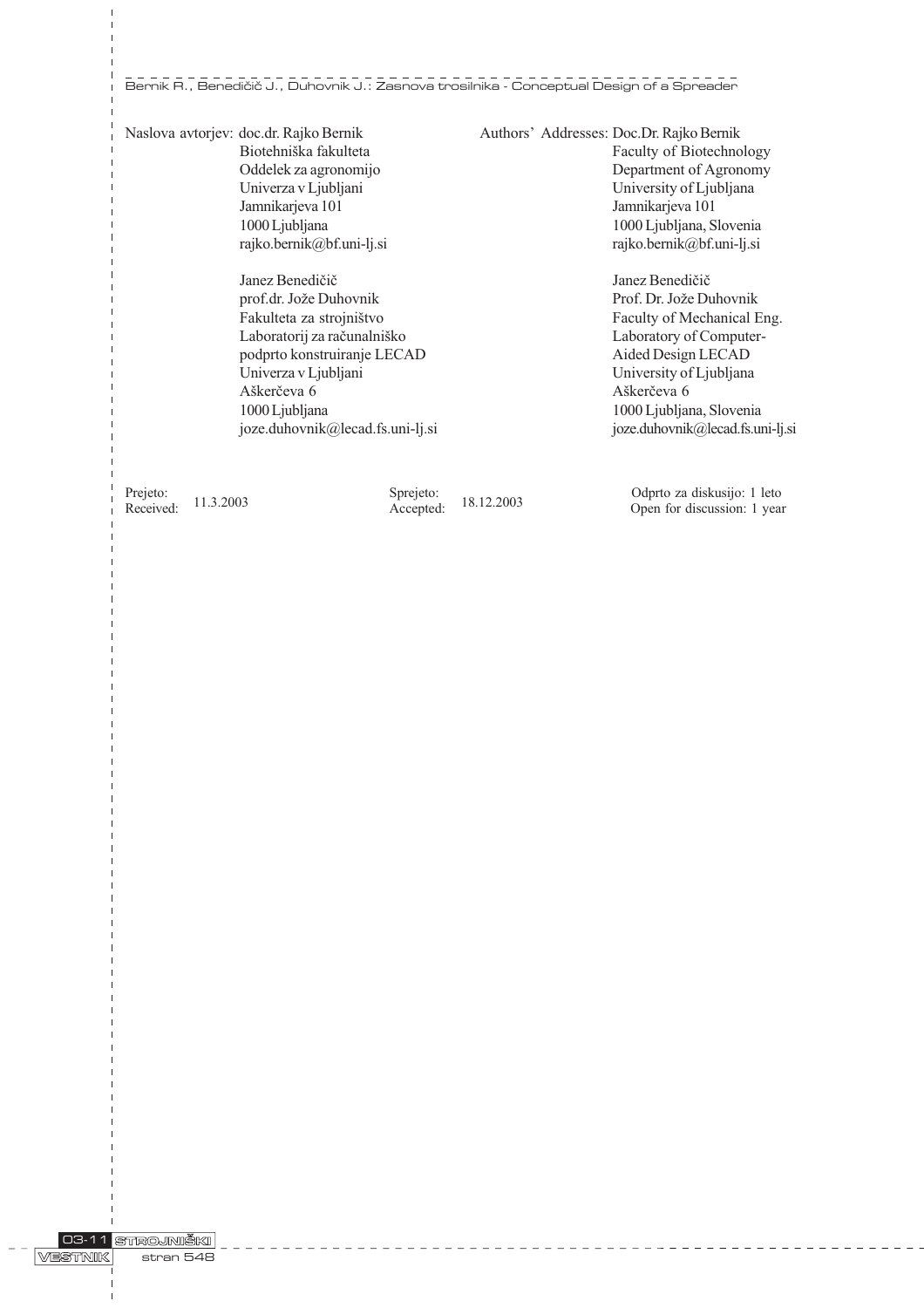Naslova avtorjev: doc.dr. Rajko Bernik
Biotehniška fakulteta
Oddelek za agronomijo
Univerza v Ljubljani
Jamnikarjeva 101
1000 Ljubljana
rajko.bernik@bf.uni-lj.si

Janez Benedičič
prof.dr. Jože Duhovnik
Fakulteta za strojništvo
Laboratorij za računalniško podprto konstruiranje LECAD
Univerza v Ljubljani
Aškerčeva 6
1000 Ljubljana
joze.duhovnik@lecad.fs.uni-lj.si

Authors' Addresses: Doc.Dr. Rajko Bernik
Faculty of Biotechnology
Department of Agronomy
University of Ljubljana
Jamnikarjeva 101
1000 Ljubljana, Slovenia
rajko.bernik@bf.uni-lj.si

Janez Benedičič
Prof. Dr. Jože Duhovnik
Faculty of Mechanical Eng.
Laboratory of Computer-Aided Design LECAD
University of Ljubljana
Aškerčeva 6
1000 Ljubljana, Slovenia
joze.duhovnik@lecad.fs.uni-lj.si

Prejeto:
Received: 11.3.2003

Sprejeto:
Accepted: 18.12.2003

Odprto za diskusijo: 1 leto
Open for discussion: 1 year